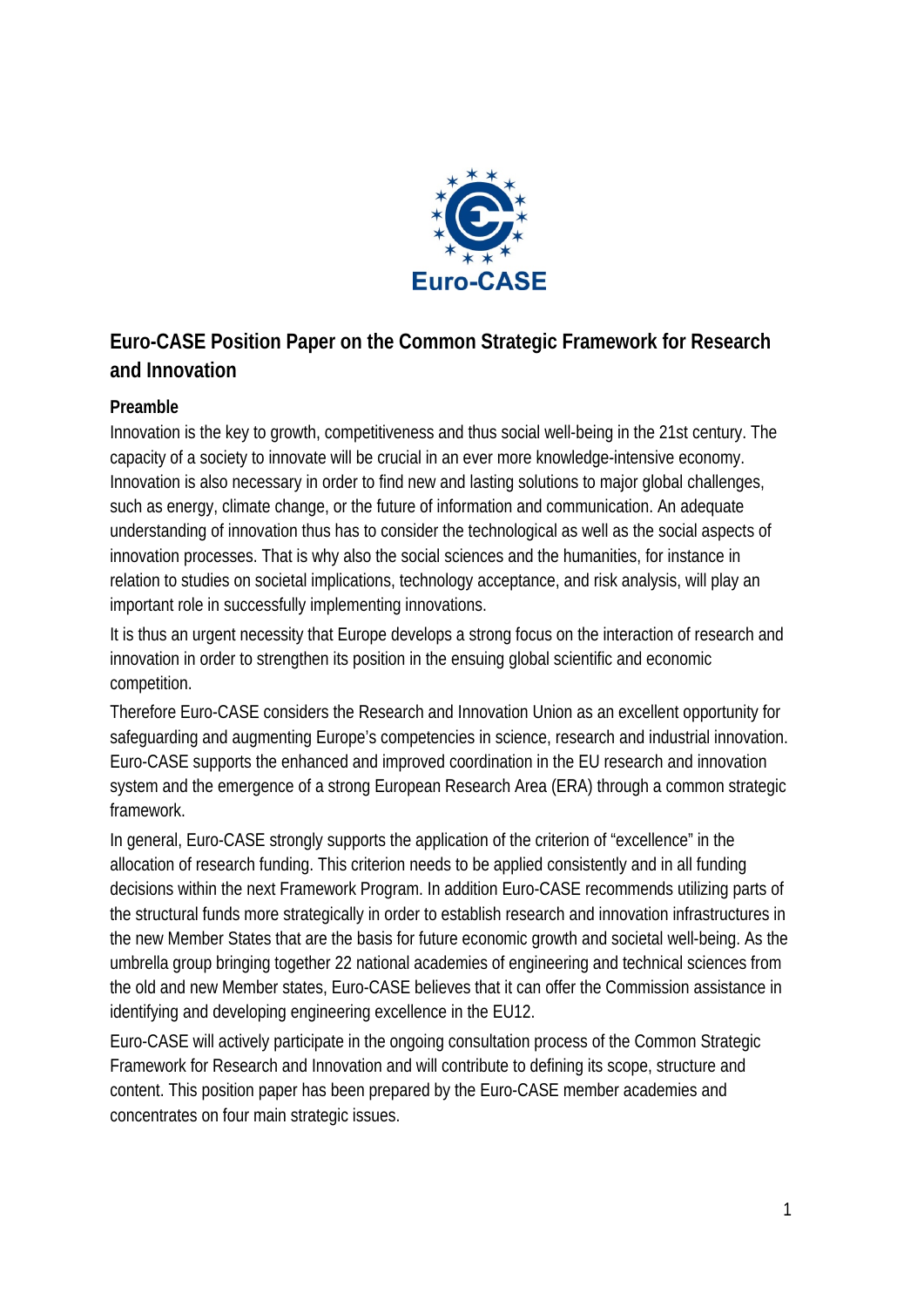Euro-CASE

# Euro-CASE Position Paper on the Common Strategic Framework for Research and Innovation

## Preamble

Innovation is the key to growth, competitiveness and thus social well-being in the 21st century. The capacity of a society to innovate will be crucial in an ever more knowledge-intensive economy. Innovation is also necessary in order to find new and lasting solutions to major global challenges, such as energy, climate change, or the future of information and communication. An adequate understanding of innovation thus has to consider the technological as well as the social aspects of innovation processes. That is why also the social sciences and the humanities, for instance in relation to studies on societal implications, technology acceptance, and risk analysis, will play an important role in successfully implementing innovations.

It is thus an urgent necessity that Europe develops a strong focus on the interaction of research and innovation in order to strengthen its position in the ensuing global scientific and economic competition.

Therefore Euro-CASE considers the Research and Innovation Union as an excellent opportunity for safeguarding and augmenting Europe's competencies in science, research and industrial innovation. Euro-CASE supports the enhanced and improved coordination in the EU research and innovation system and the emergence of a strong European Research Area (ERA) through a common strategic framework.

In general, Euro-CASE strongly supports the application of the criterion of "excellence" in the allocation of research funding. This criterion needs to be applied consistently and in all funding decisions within the next Framework Program. In addition Euro-CASE recommends utilizing parts of the structural funds more strategically in order to establish research and innovation infrastructures in the new Member States that are the basis for future economic growth and societal well-being. As the umbrella group bringing together 22 national academies of engineering and technical sciences from the old and new Member states, Euro-CASE believes that it can offer the Commission assistance in identifying and developing engineering excellence in the EU12.

Euro-CASE will actively participate in the ongoing consultation process of the Common Strategic Framework for Research and Innovation and will contribute to defining its scope, structure and content. This position paper has been prepared by the Euro-CASE member academies and concentrates on four main strategic issues.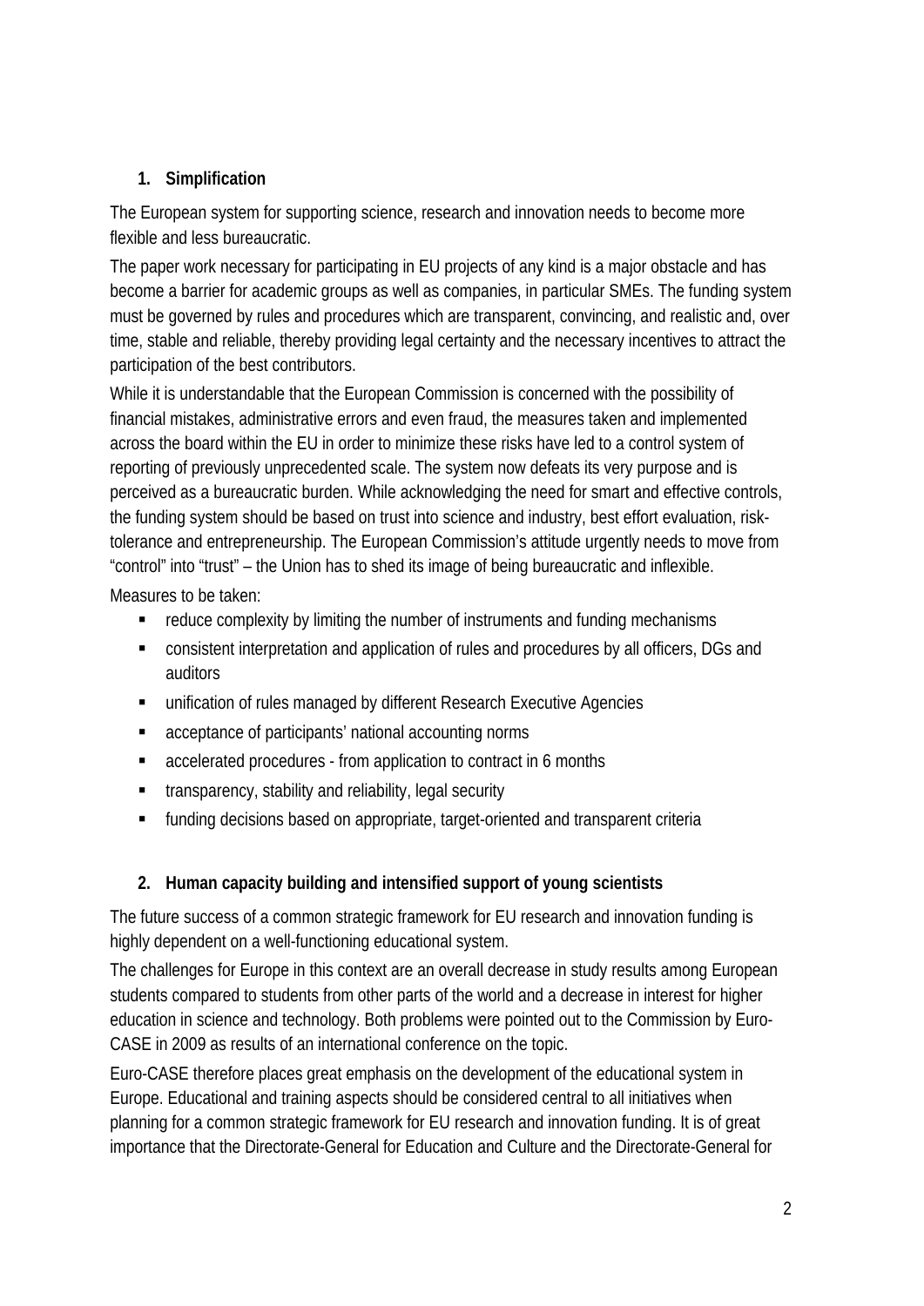## 1. Simplification

The European system for supporting science, research and innovation needs to become more flexible and less bureaucratic.

The paper work necessary for participating in EU projects of any kind is a major obstacle and has become a barrier for academic groups as well as companies, in particular SMEs. The funding system must be governed by rules and procedures which are transparent, convincing, and realistic and, over time, stable and reliable, thereby providing legal certainty and the necessary incentives to attract the participation of the best contributors.

While it is understandable that the European Commission is concerned with the possibility of financial mistakes, administrative errors and even fraud, the measures taken and implemented across the board within the EU in order to minimize these risks have led to a control system of reporting of previously unprecedented scale. The system now defeats its very purpose and is perceived as a bureaucratic burden. While acknowledging the need for smart and effective controls, the funding system should be based on trust into science and industry, best effort evaluation, risk-tolerance and entrepreneurship. The European Commission's attitude urgently needs to move from "control" into "trust" – the Union has to shed its image of being bureaucratic and inflexible.

Measures to be taken:

- reduce complexity by limiting the number of instruments and funding mechanisms
- consistent interpretation and application of rules and procedures by all officers, DGs and auditors
- unification of rules managed by different Research Executive Agencies
- acceptance of participants' national accounting norms
- accelerated procedures - from application to contract in 6 months
- transparency, stability and reliability, legal security
- funding decisions based on appropriate, target-oriented and transparent criteria

## 2. Human capacity building and intensified support of young scientists

The future success of a common strategic framework for EU research and innovation funding is highly dependent on a well-functioning educational system.

The challenges for Europe in this context are an overall decrease in study results among European students compared to students from other parts of the world and a decrease in interest for higher education in science and technology. Both problems were pointed out to the Commission by Euro-CASE in 2009 as results of an international conference on the topic.

Euro-CASE therefore places great emphasis on the development of the educational system in Europe. Educational and training aspects should be considered central to all initiatives when planning for a common strategic framework for EU research and innovation funding. It is of great importance that the Directorate-General for Education and Culture and the Directorate-General for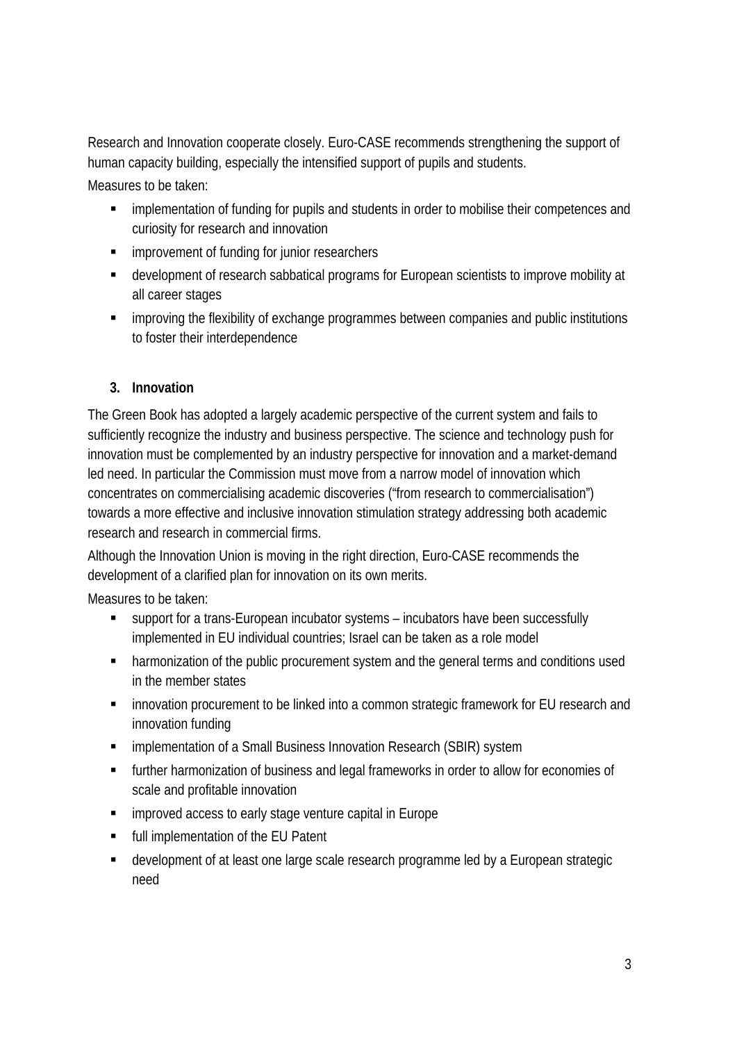Research and Innovation cooperate closely. Euro-CASE recommends strengthening the support of human capacity building, especially the intensified support of pupils and students.

Measures to be taken:

- implementation of funding for pupils and students in order to mobilise their competences and curiosity for research and innovation
- improvement of funding for junior researchers
- development of research sabbatical programs for European scientists to improve mobility at all career stages
- improving the flexibility of exchange programmes between companies and public institutions to foster their interdependence

### 3. Innovation

The Green Book has adopted a largely academic perspective of the current system and fails to sufficiently recognize the industry and business perspective. The science and technology push for innovation must be complemented by an industry perspective for innovation and a market-demand led need. In particular the Commission must move from a narrow model of innovation which concentrates on commercialising academic discoveries ("from research to commercialisation") towards a more effective and inclusive innovation stimulation strategy addressing both academic research and research in commercial firms.

Although the Innovation Union is moving in the right direction, Euro-CASE recommends the development of a clarified plan for innovation on its own merits.

Measures to be taken:

- support for a trans-European incubator systems – incubators have been successfully implemented in EU individual countries; Israel can be taken as a role model
- harmonization of the public procurement system and the general terms and conditions used in the member states
- innovation procurement to be linked into a common strategic framework for EU research and innovation funding
- implementation of a Small Business Innovation Research (SBIR) system
- further harmonization of business and legal frameworks in order to allow for economies of scale and profitable innovation
- improved access to early stage venture capital in Europe
- full implementation of the EU Patent
- development of at least one large scale research programme led by a European strategic need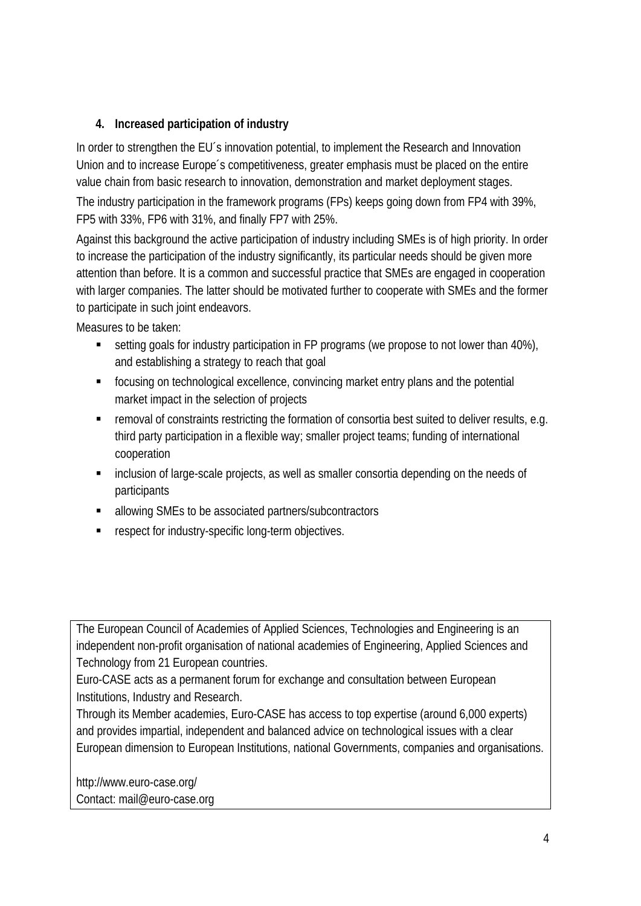## 4. Increased participation of industry

In order to strengthen the EU´s innovation potential, to implement the Research and Innovation Union and to increase Europe´s competitiveness, greater emphasis must be placed on the entire value chain from basic research to innovation, demonstration and market deployment stages.

The industry participation in the framework programs (FPs) keeps going down from FP4 with 39%, FP5 with 33%, FP6 with 31%, and finally FP7 with 25%.

Against this background the active participation of industry including SMEs is of high priority. In order to increase the participation of the industry significantly, its particular needs should be given more attention than before. It is a common and successful practice that SMEs are engaged in cooperation with larger companies. The latter should be motivated further to cooperate with SMEs and the former to participate in such joint endeavors.

Measures to be taken:

- setting goals for industry participation in FP programs (we propose to not lower than 40%), and establishing a strategy to reach that goal
- focusing on technological excellence, convincing market entry plans and the potential market impact in the selection of projects
- removal of constraints restricting the formation of consortia best suited to deliver results, e.g. third party participation in a flexible way; smaller project teams; funding of international cooperation
- inclusion of large-scale projects, as well as smaller consortia depending on the needs of participants
- allowing SMEs to be associated partners/subcontractors
- respect for industry-specific long-term objectives.

---

The European Council of Academies of Applied Sciences, Technologies and Engineering is an independent non-profit organisation of national academies of Engineering, Applied Sciences and Technology from 21 European countries.

Euro-CASE acts as a permanent forum for exchange and consultation between European Institutions, Industry and Research.

Through its Member academies, Euro-CASE has access to top expertise (around 6,000 experts) and provides impartial, independent and balanced advice on technological issues with a clear European dimension to European Institutions, national Governments, companies and organisations.

http://www.euro-case.org/
Contact: mail@euro-case.org